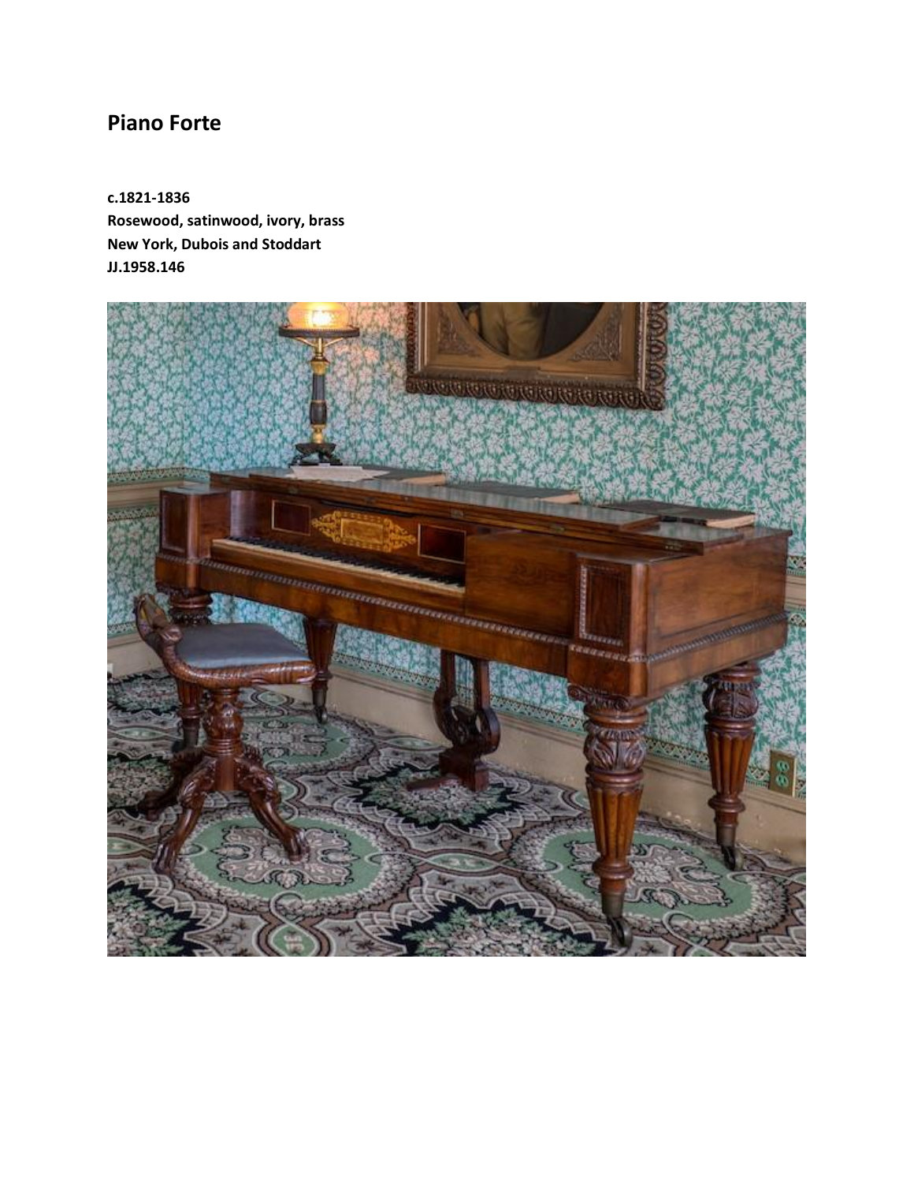## Piano Forte

**c.1821-1836**
**Rosewood, satinwood, ivory, brass**
**New York, Dubois and Stoddart**
**JJ.1958.146**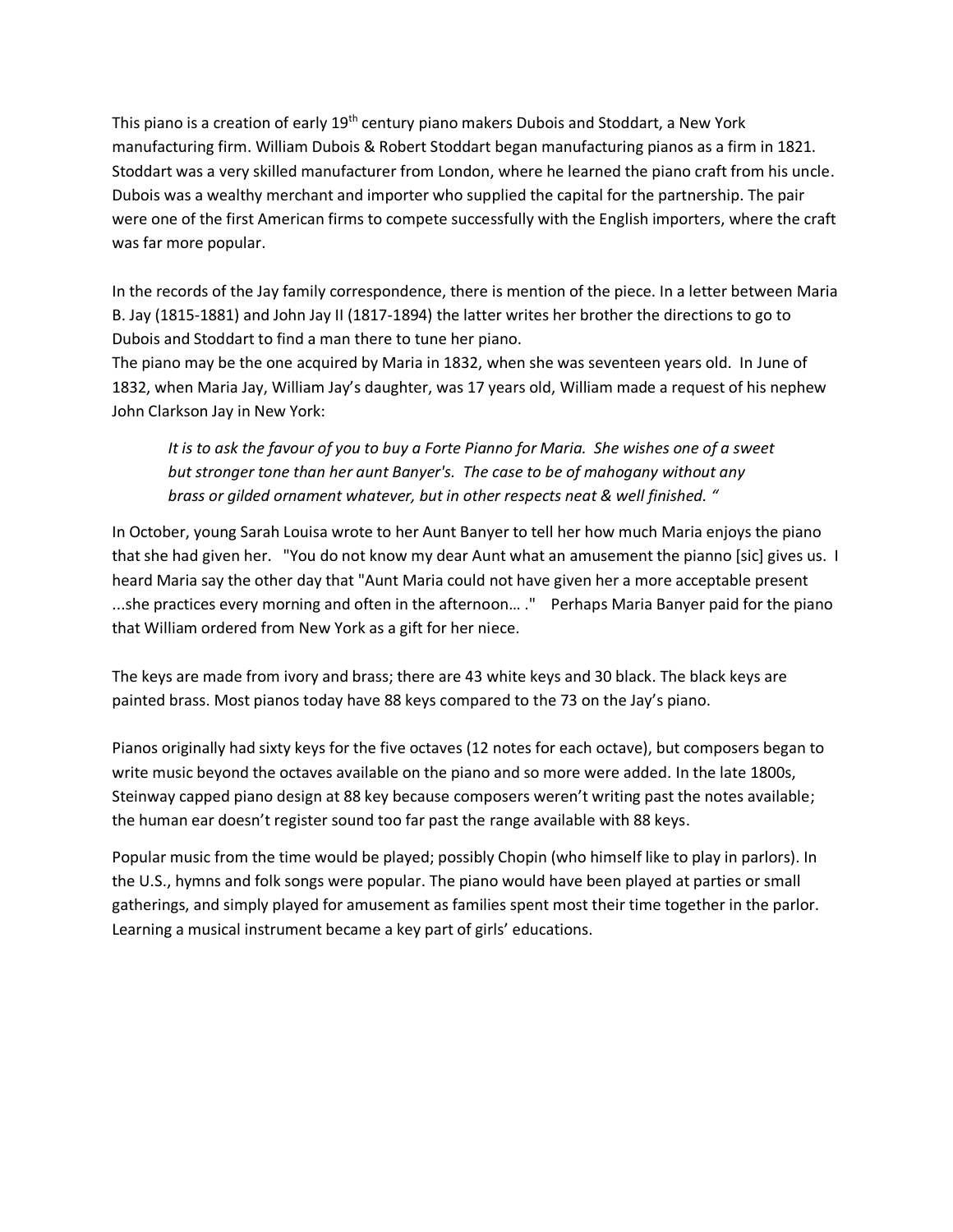This piano is a creation of early 19th century piano makers Dubois and Stoddart, a New York manufacturing firm. William Dubois & Robert Stoddart began manufacturing pianos as a firm in 1821. Stoddart was a very skilled manufacturer from London, where he learned the piano craft from his uncle. Dubois was a wealthy merchant and importer who supplied the capital for the partnership. The pair were one of the first American firms to compete successfully with the English importers, where the craft was far more popular.

In the records of the Jay family correspondence, there is mention of the piece. In a letter between Maria B. Jay (1815-1881) and John Jay II (1817-1894) the latter writes her brother the directions to go to Dubois and Stoddart to find a man there to tune her piano.

The piano may be the one acquired by Maria in 1832, when she was seventeen years old. In June of 1832, when Maria Jay, William Jay's daughter, was 17 years old, William made a request of his nephew John Clarkson Jay in New York:

> *It is to ask the favour of you to buy a Forte Pianno for Maria. She wishes one of a sweet but stronger tone than her aunt Banyer's. The case to be of mahogany without any brass or gilded ornament whatever, but in other respects neat & well finished. "*

In October, young Sarah Louisa wrote to her Aunt Banyer to tell her how much Maria enjoys the piano that she had given her. "You do not know my dear Aunt what an amusement the pianno [sic] gives us. I heard Maria say the other day that "Aunt Maria could not have given her a more acceptable present ...she practices every morning and often in the afternoon… ." Perhaps Maria Banyer paid for the piano that William ordered from New York as a gift for her niece.

The keys are made from ivory and brass; there are 43 white keys and 30 black. The black keys are painted brass. Most pianos today have 88 keys compared to the 73 on the Jay's piano.

Pianos originally had sixty keys for the five octaves (12 notes for each octave), but composers began to write music beyond the octaves available on the piano and so more were added. In the late 1800s, Steinway capped piano design at 88 key because composers weren't writing past the notes available; the human ear doesn't register sound too far past the range available with 88 keys.

Popular music from the time would be played; possibly Chopin (who himself like to play in parlors). In the U.S., hymns and folk songs were popular. The piano would have been played at parties or small gatherings, and simply played for amusement as families spent most their time together in the parlor. Learning a musical instrument became a key part of girls' educations.